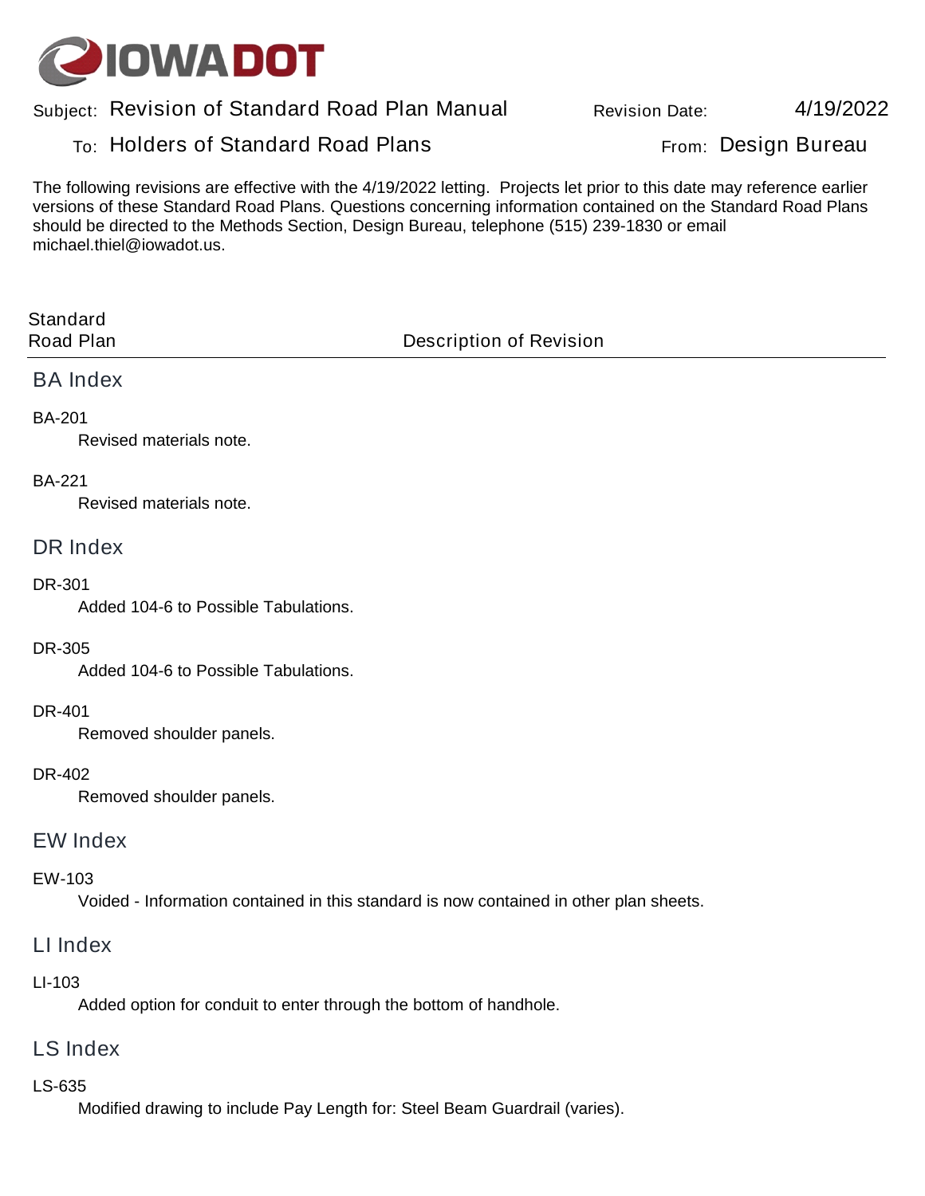**IOWA DOT**

Subject: Revision of Standard Road Plan Manual    Revision Date: 4/19/2022

To: Holders of Standard Road Plans    From: Design Bureau

The following revisions are effective with the 4/19/2022 letting. Projects let prior to this date may reference earlier versions of these Standard Road Plans. Questions concerning information contained on the Standard Road Plans should be directed to the Methods Section, Design Bureau, telephone (515) 239-1830 or email michael.thiel@iowadot.us.

| Standard Road Plan | Description of Revision |
|---|---|

## BA Index

BA-201

Revised materials note.

BA-221

Revised materials note.

## DR Index

DR-301

Added 104-6 to Possible Tabulations.

DR-305

Added 104-6 to Possible Tabulations.

DR-401

Removed shoulder panels.

DR-402

Removed shoulder panels.

## EW Index

EW-103

Voided - Information contained in this standard is now contained in other plan sheets.

## LI Index

LI-103

Added option for conduit to enter through the bottom of handhole.

## LS Index

LS-635

Modified drawing to include Pay Length for: Steel Beam Guardrail (varies).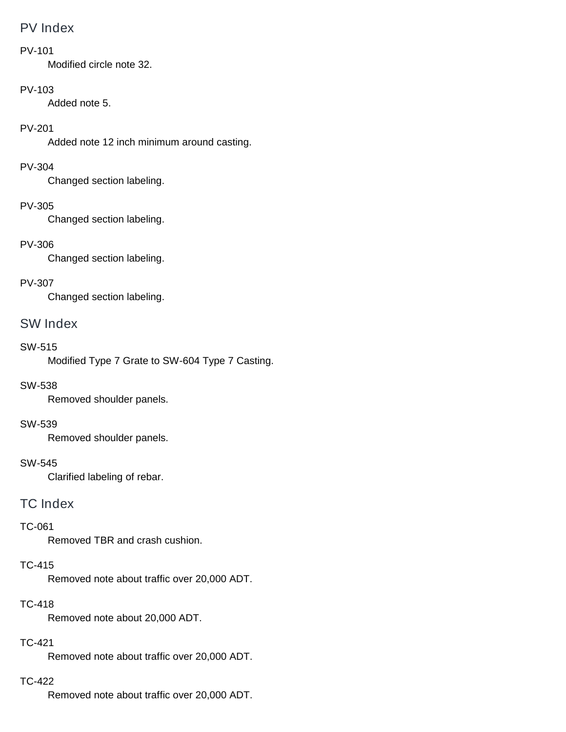## PV Index

PV-101
: Modified circle note 32.

PV-103
: Added note 5.

PV-201
: Added note 12 inch minimum around casting.

PV-304
: Changed section labeling.

PV-305
: Changed section labeling.

PV-306
: Changed section labeling.

PV-307
: Changed section labeling.

## SW Index

SW-515
: Modified Type 7 Grate to SW-604 Type 7 Casting.

SW-538
: Removed shoulder panels.

SW-539
: Removed shoulder panels.

SW-545
: Clarified labeling of rebar.

## TC Index

TC-061
: Removed TBR and crash cushion.

TC-415
: Removed note about traffic over 20,000 ADT.

TC-418
: Removed note about 20,000 ADT.

TC-421
: Removed note about traffic over 20,000 ADT.

TC-422
: Removed note about traffic over 20,000 ADT.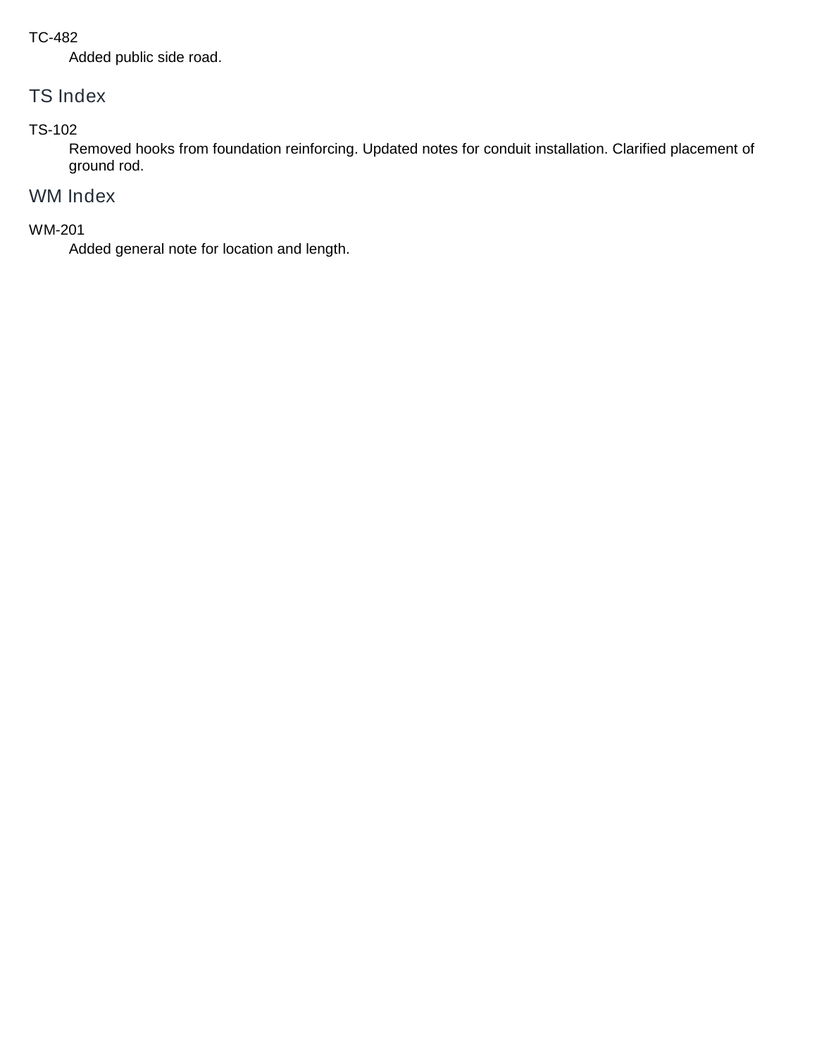TC-482

Added public side road.

## TS Index

TS-102

Removed hooks from foundation reinforcing. Updated notes for conduit installation. Clarified placement of ground rod.

## WM Index

WM-201

Added general note for location and length.